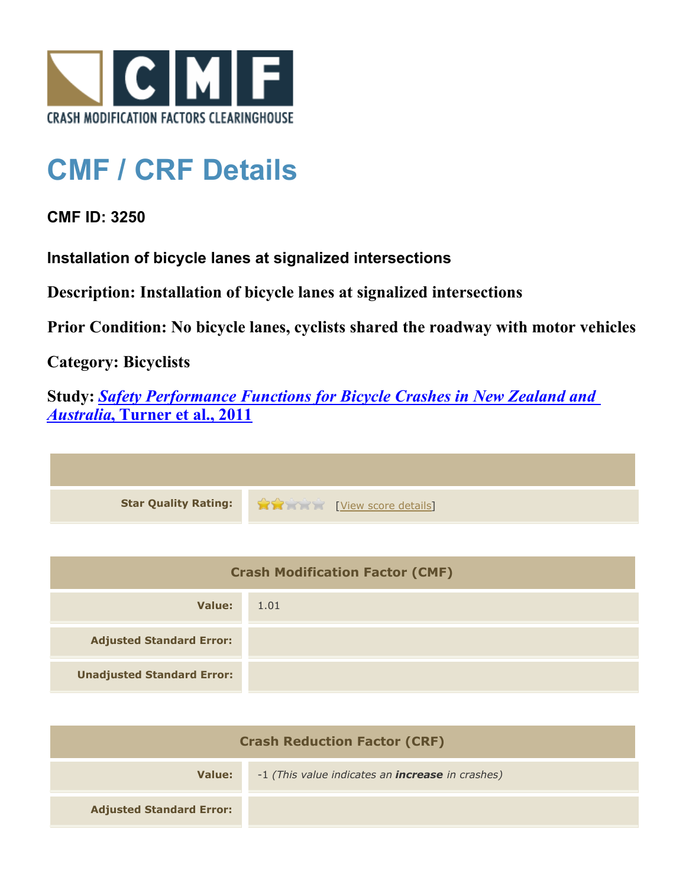# CMF / CRF Details

**CMF ID: 3250**

**Installation of bicycle lanes at signalized intersections**

**Description: Installation of bicycle lanes at signalized intersections**

**Prior Condition: No bicycle lanes, cyclists shared the roadway with motor vehicles**

**Category: Bicyclists**

**Study: *Safety Performance Functions for Bicycle Crashes in New Zealand and Australia*, Turner et al., 2011**

| | |
|---|---|
| **Star Quality Rating:** | [View score details] |

| Crash Modification Factor (CMF) | |
|---|---|
| **Value:** | 1.01 |
| **Adjusted Standard Error:** | |
| **Unadjusted Standard Error:** | |

| Crash Reduction Factor (CRF) | |
|---|---|
| **Value:** | -1 *(This value indicates an* ***increase*** *in crashes)* |
| **Adjusted Standard Error:** | |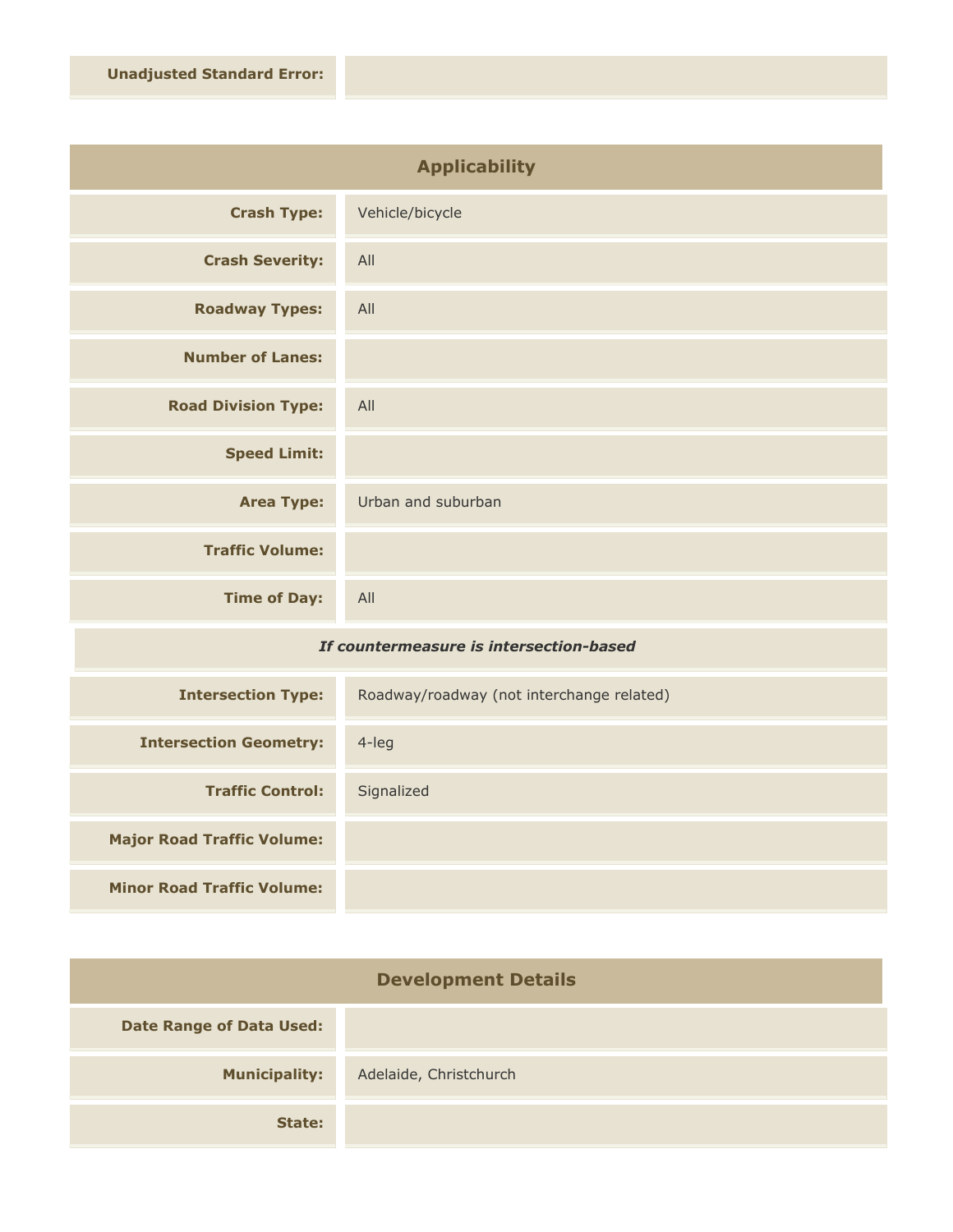| | |
|---|---|
| **Unadjusted Standard Error:** | |

## Applicability

| | |
|---|---|
| **Crash Type:** | Vehicle/bicycle |
| **Crash Severity:** | All |
| **Roadway Types:** | All |
| **Number of Lanes:** | |
| **Road Division Type:** | All |
| **Speed Limit:** | |
| **Area Type:** | Urban and suburban |
| **Traffic Volume:** | |
| **Time of Day:** | All |

*If countermeasure is intersection-based*

| | |
|---|---|
| **Intersection Type:** | Roadway/roadway (not interchange related) |
| **Intersection Geometry:** | 4-leg |
| **Traffic Control:** | Signalized |
| **Major Road Traffic Volume:** | |
| **Minor Road Traffic Volume:** | |

## Development Details

| | |
|---|---|
| **Date Range of Data Used:** | |
| **Municipality:** | Adelaide, Christchurch |
| **State:** | |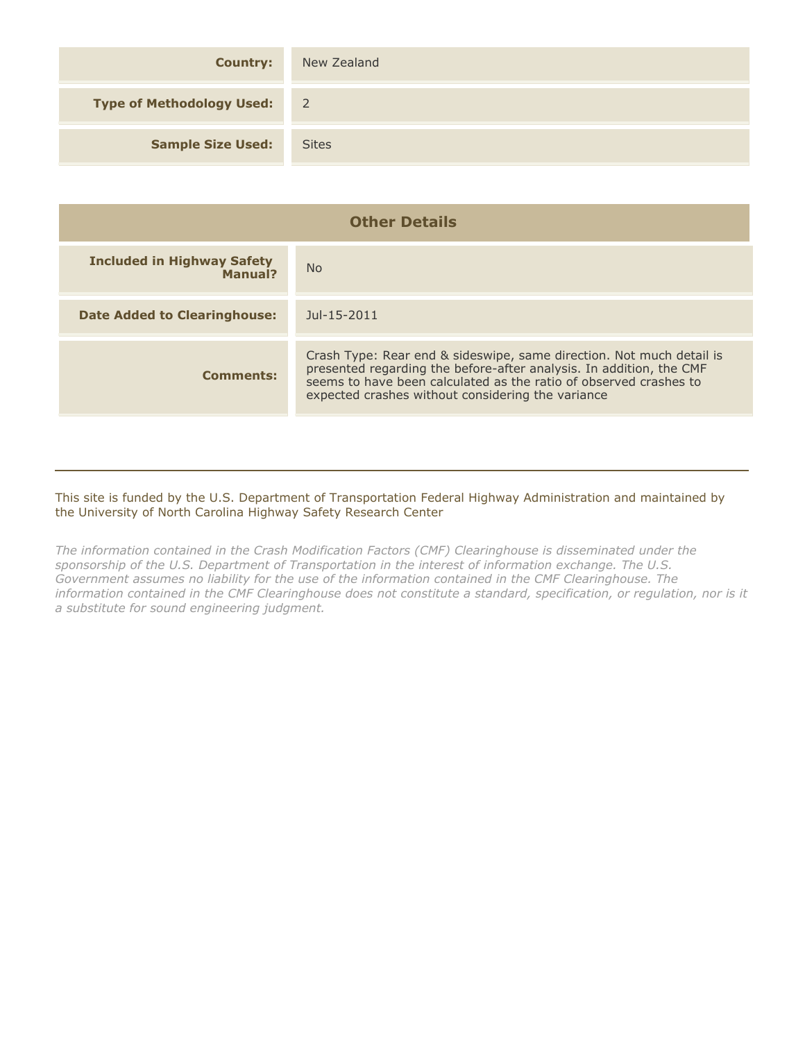| | |
|---|---|
| **Country:** | New Zealand |
| **Type of Methodology Used:** | 2 |
| **Sample Size Used:** | Sites |

## Other Details

| | |
|---|---|
| **Included in Highway Safety Manual?** | No |
| **Date Added to Clearinghouse:** | Jul-15-2011 |
| **Comments:** | Crash Type: Rear end & sideswipe, same direction. Not much detail is presented regarding the before-after analysis. In addition, the CMF seems to have been calculated as the ratio of observed crashes to expected crashes without considering the variance |

---

This site is funded by the U.S. Department of Transportation Federal Highway Administration and maintained by the University of North Carolina Highway Safety Research Center

*The information contained in the Crash Modification Factors (CMF) Clearinghouse is disseminated under the sponsorship of the U.S. Department of Transportation in the interest of information exchange. The U.S. Government assumes no liability for the use of the information contained in the CMF Clearinghouse. The information contained in the CMF Clearinghouse does not constitute a standard, specification, or regulation, nor is it a substitute for sound engineering judgment.*